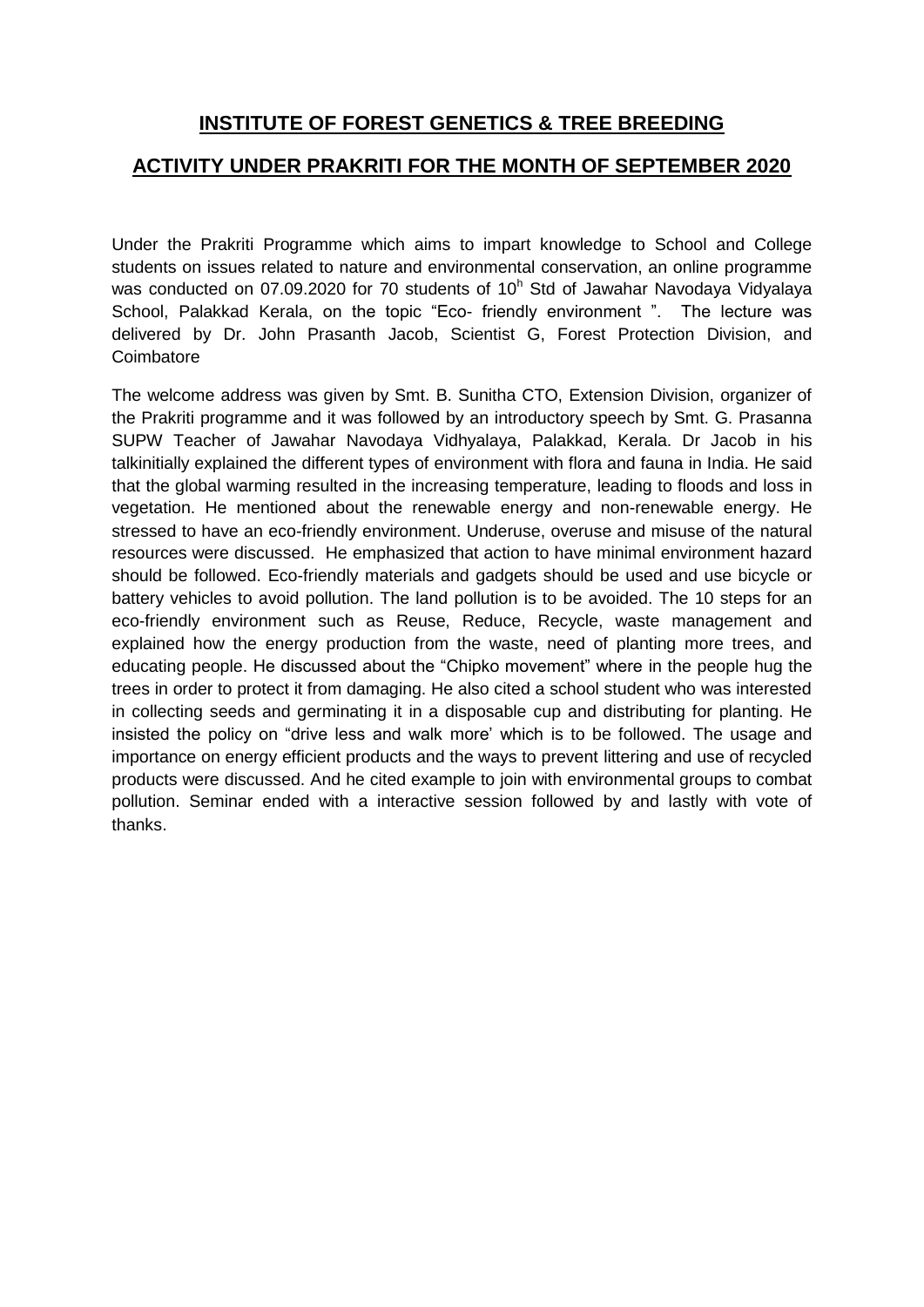## INSTITUTE OF FOREST GENETICS & TREE BREEDING

## ACTIVITY UNDER PRAKRITI FOR THE MONTH OF SEPTEMBER 2020

Under the Prakriti Programme which aims to impart knowledge to School and College students on issues related to nature and environmental conservation, an online programme was conducted on 07.09.2020 for 70 students of 10$^h$ Std of Jawahar Navodaya Vidyalaya School, Palakkad Kerala, on the topic "Eco- friendly environment ". The lecture was delivered by Dr. John Prasanth Jacob, Scientist G, Forest Protection Division, and Coimbatore

The welcome address was given by Smt. B. Sunitha CTO, Extension Division, organizer of the Prakriti programme and it was followed by an introductory speech by Smt. G. Prasanna SUPW Teacher of Jawahar Navodaya Vidhyalaya, Palakkad, Kerala. Dr Jacob in his talkinitially explained the different types of environment with flora and fauna in India. He said that the global warming resulted in the increasing temperature, leading to floods and loss in vegetation. He mentioned about the renewable energy and non-renewable energy. He stressed to have an eco-friendly environment. Underuse, overuse and misuse of the natural resources were discussed. He emphasized that action to have minimal environment hazard should be followed. Eco-friendly materials and gadgets should be used and use bicycle or battery vehicles to avoid pollution. The land pollution is to be avoided. The 10 steps for an eco-friendly environment such as Reuse, Reduce, Recycle, waste management and explained how the energy production from the waste, need of planting more trees, and educating people. He discussed about the "Chipko movement" where in the people hug the trees in order to protect it from damaging. He also cited a school student who was interested in collecting seeds and germinating it in a disposable cup and distributing for planting. He insisted the policy on "drive less and walk more' which is to be followed. The usage and importance on energy efficient products and the ways to prevent littering and use of recycled products were discussed. And he cited example to join with environmental groups to combat pollution. Seminar ended with a interactive session followed by and lastly with vote of thanks.